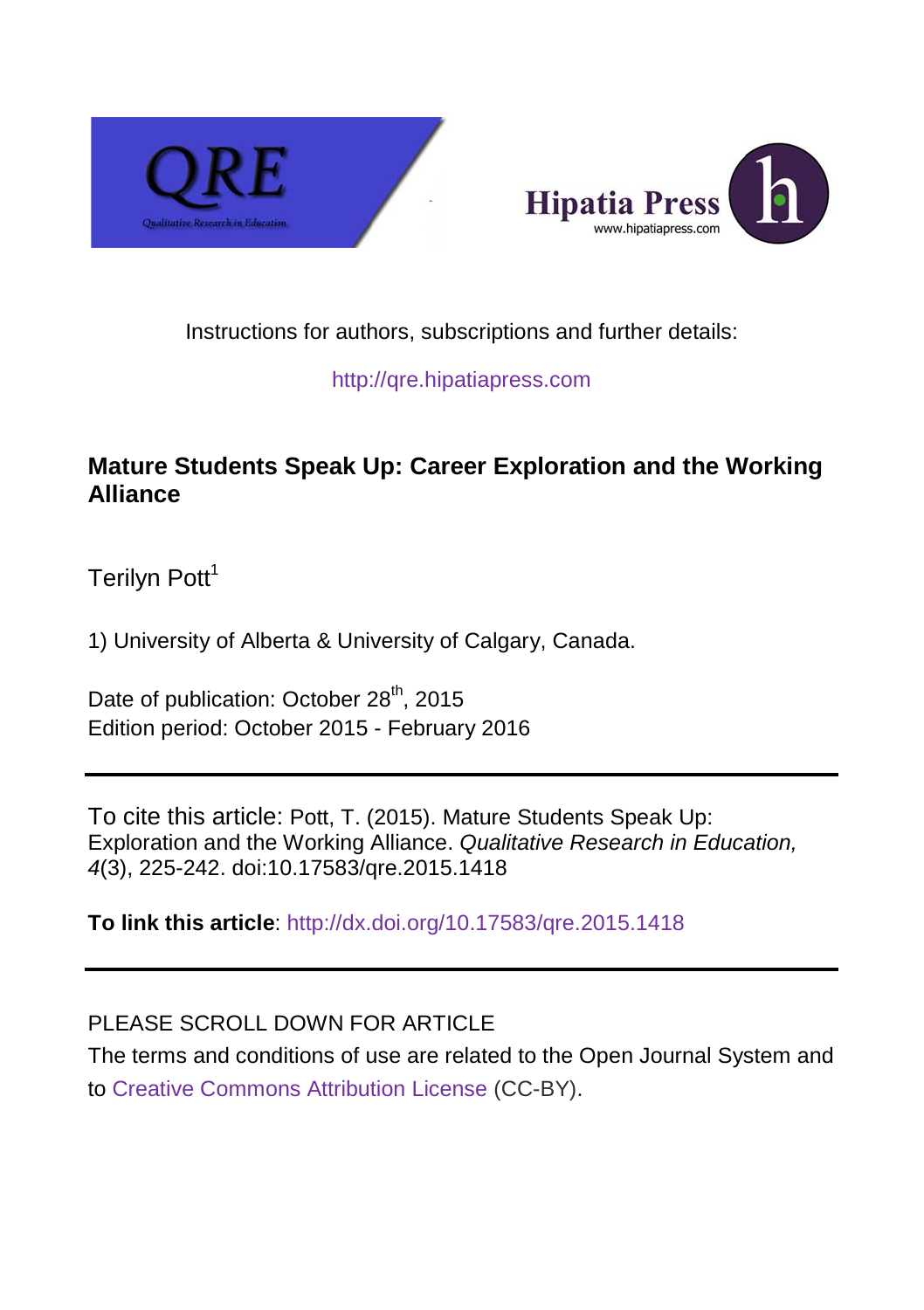Instructions for authors, subscriptions and further details:

http://qre.hipatiapress.com

## Mature Students Speak Up: Career Exploration and the Working Alliance

Terilyn Pott[1]

1) University of Alberta & University of Calgary, Canada.

Date of publication: October 28th, 2015
Edition period: October 2015 - February 2016

---

To cite this article: Pott, T. (2015). Mature Students Speak Up: Exploration and the Working Alliance. *Qualitative Research in Education, 4*(3), 225-242. doi:10.17583/qre.2015.1418

**To link this article**: http://dx.doi.org/10.17583/qre.2015.1418

---

PLEASE SCROLL DOWN FOR ARTICLE

The terms and conditions of use are related to the Open Journal System and to Creative Commons Attribution License (CC-BY).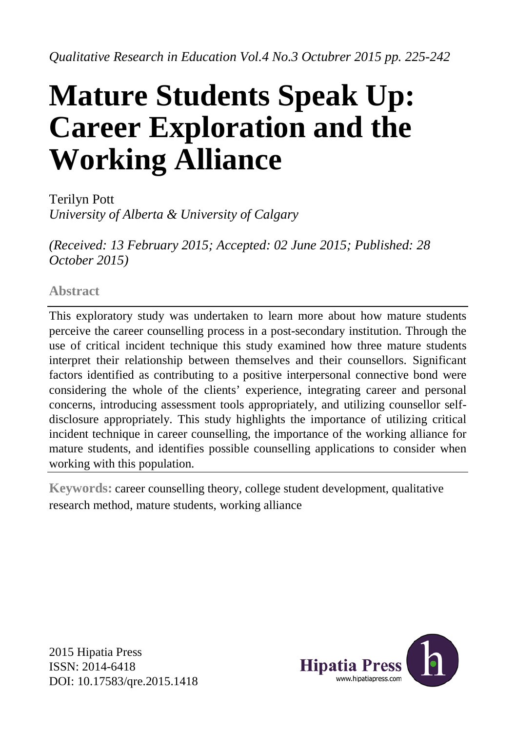*Qualitative Research in Education Vol.4 No.3 Octubrer 2015 pp. 225-242*

# Mature Students Speak Up: Career Exploration and the Working Alliance

Terilyn Pott
*University of Alberta & University of Calgary*

*(Received: 13 February 2015; Accepted: 02 June 2015; Published: 28 October 2015)*

## Abstract

This exploratory study was undertaken to learn more about how mature students perceive the career counselling process in a post-secondary institution. Through the use of critical incident technique this study examined how three mature students interpret their relationship between themselves and their counsellors. Significant factors identified as contributing to a positive interpersonal connective bond were considering the whole of the clients' experience, integrating career and personal concerns, introducing assessment tools appropriately, and utilizing counsellor self-disclosure appropriately. This study highlights the importance of utilizing critical incident technique in career counselling, the importance of the working alliance for mature students, and identifies possible counselling applications to consider when working with this population.

**Keywords:** career counselling theory, college student development, qualitative research method, mature students, working alliance

2015 Hipatia Press
ISSN: 2014-6418
DOI: 10.17583/qre.2015.1418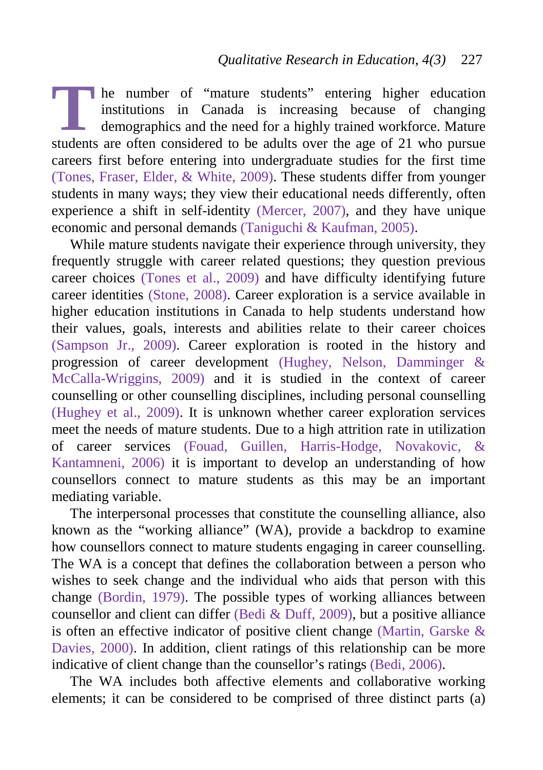The number of "mature students" entering higher education institutions in Canada is increasing because of changing demographics and the need for a highly trained workforce. Mature students are often considered to be adults over the age of 21 who pursue careers first before entering into undergraduate studies for the first time (Tones, Fraser, Elder, & White, 2009). These students differ from younger students in many ways; they view their educational needs differently, often experience a shift in self-identity (Mercer, 2007), and they have unique economic and personal demands (Taniguchi & Kaufman, 2005).

While mature students navigate their experience through university, they frequently struggle with career related questions; they question previous career choices (Tones et al., 2009) and have difficulty identifying future career identities (Stone, 2008). Career exploration is a service available in higher education institutions in Canada to help students understand how their values, goals, interests and abilities relate to their career choices (Sampson Jr., 2009). Career exploration is rooted in the history and progression of career development (Hughey, Nelson, Damminger & McCalla-Wriggins, 2009) and it is studied in the context of career counselling or other counselling disciplines, including personal counselling (Hughey et al., 2009). It is unknown whether career exploration services meet the needs of mature students. Due to a high attrition rate in utilization of career services (Fouad, Guillen, Harris-Hodge, Novakovic, & Kantamneni, 2006) it is important to develop an understanding of how counsellors connect to mature students as this may be an important mediating variable.

The interpersonal processes that constitute the counselling alliance, also known as the "working alliance" (WA), provide a backdrop to examine how counsellors connect to mature students engaging in career counselling. The WA is a concept that defines the collaboration between a person who wishes to seek change and the individual who aids that person with this change (Bordin, 1979). The possible types of working alliances between counsellor and client can differ (Bedi & Duff, 2009), but a positive alliance is often an effective indicator of positive client change (Martin, Garske & Davies, 2000). In addition, client ratings of this relationship can be more indicative of client change than the counsellor's ratings (Bedi, 2006).

The WA includes both affective elements and collaborative working elements; it can be considered to be comprised of three distinct parts (a)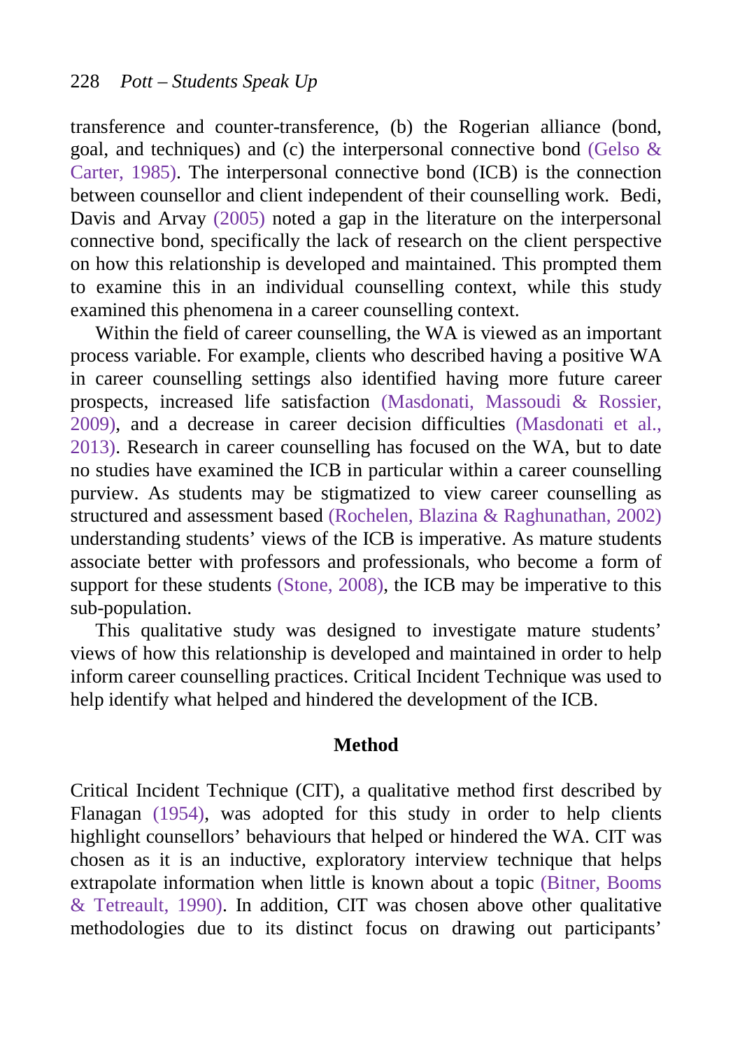transference and counter-transference, (b) the Rogerian alliance (bond, goal, and techniques) and (c) the interpersonal connective bond (Gelso & Carter, 1985). The interpersonal connective bond (ICB) is the connection between counsellor and client independent of their counselling work. Bedi, Davis and Arvay (2005) noted a gap in the literature on the interpersonal connective bond, specifically the lack of research on the client perspective on how this relationship is developed and maintained. This prompted them to examine this in an individual counselling context, while this study examined this phenomena in a career counselling context.

Within the field of career counselling, the WA is viewed as an important process variable. For example, clients who described having a positive WA in career counselling settings also identified having more future career prospects, increased life satisfaction (Masdonati, Massoudi & Rossier, 2009), and a decrease in career decision difficulties (Masdonati et al., 2013). Research in career counselling has focused on the WA, but to date no studies have examined the ICB in particular within a career counselling purview. As students may be stigmatized to view career counselling as structured and assessment based (Rochelen, Blazina & Raghunathan, 2002) understanding students' views of the ICB is imperative. As mature students associate better with professors and professionals, who become a form of support for these students (Stone, 2008), the ICB may be imperative to this sub-population.

This qualitative study was designed to investigate mature students' views of how this relationship is developed and maintained in order to help inform career counselling practices. Critical Incident Technique was used to help identify what helped and hindered the development of the ICB.

## Method

Critical Incident Technique (CIT), a qualitative method first described by Flanagan (1954), was adopted for this study in order to help clients highlight counsellors' behaviours that helped or hindered the WA. CIT was chosen as it is an inductive, exploratory interview technique that helps extrapolate information when little is known about a topic (Bitner, Booms & Tetreault, 1990). In addition, CIT was chosen above other qualitative methodologies due to its distinct focus on drawing out participants'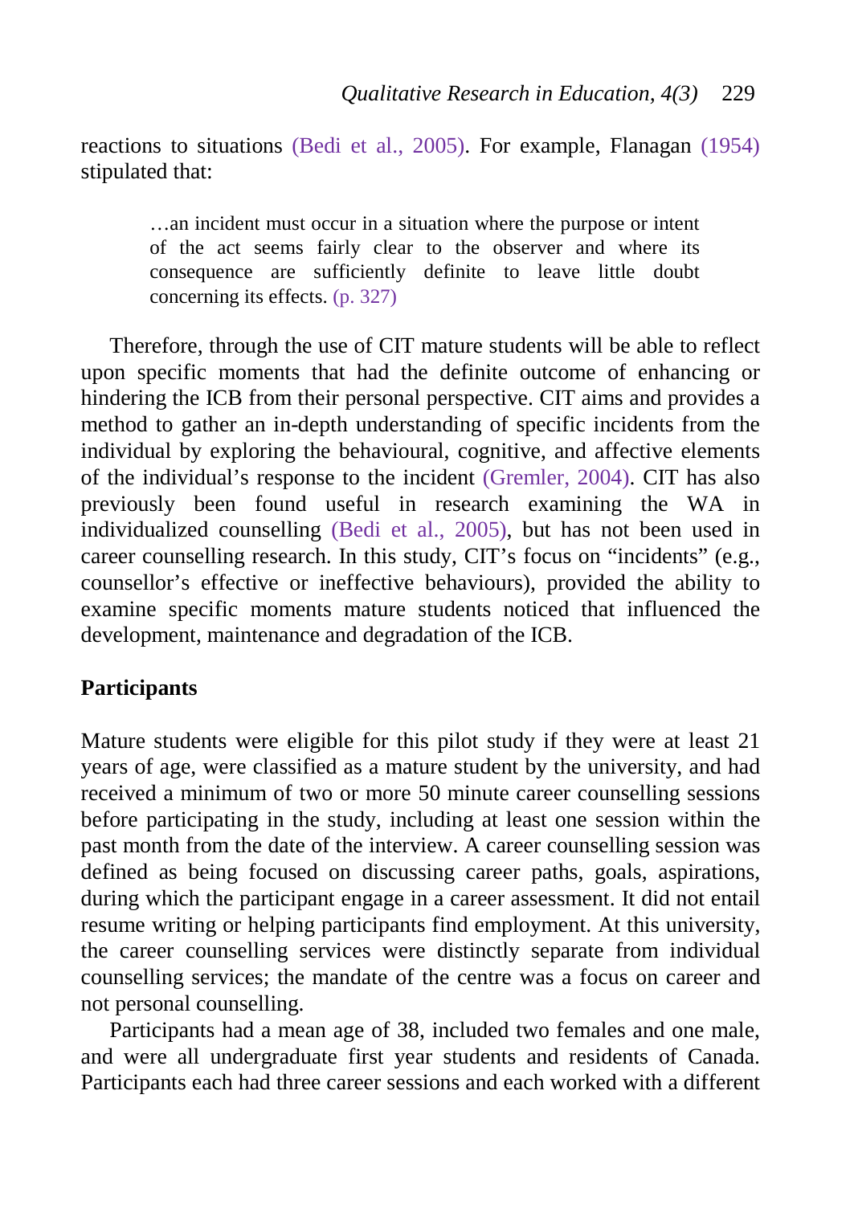reactions to situations (Bedi et al., 2005). For example, Flanagan (1954) stipulated that:

> …an incident must occur in a situation where the purpose or intent of the act seems fairly clear to the observer and where its consequence are sufficiently definite to leave little doubt concerning its effects. (p. 327)

Therefore, through the use of CIT mature students will be able to reflect upon specific moments that had the definite outcome of enhancing or hindering the ICB from their personal perspective. CIT aims and provides a method to gather an in-depth understanding of specific incidents from the individual by exploring the behavioural, cognitive, and affective elements of the individual's response to the incident (Gremler, 2004). CIT has also previously been found useful in research examining the WA in individualized counselling (Bedi et al., 2005), but has not been used in career counselling research. In this study, CIT's focus on "incidents" (e.g., counsellor's effective or ineffective behaviours), provided the ability to examine specific moments mature students noticed that influenced the development, maintenance and degradation of the ICB.

## Participants

Mature students were eligible for this pilot study if they were at least 21 years of age, were classified as a mature student by the university, and had received a minimum of two or more 50 minute career counselling sessions before participating in the study, including at least one session within the past month from the date of the interview. A career counselling session was defined as being focused on discussing career paths, goals, aspirations, during which the participant engage in a career assessment. It did not entail resume writing or helping participants find employment. At this university, the career counselling services were distinctly separate from individual counselling services; the mandate of the centre was a focus on career and not personal counselling.

Participants had a mean age of 38, included two females and one male, and were all undergraduate first year students and residents of Canada. Participants each had three career sessions and each worked with a different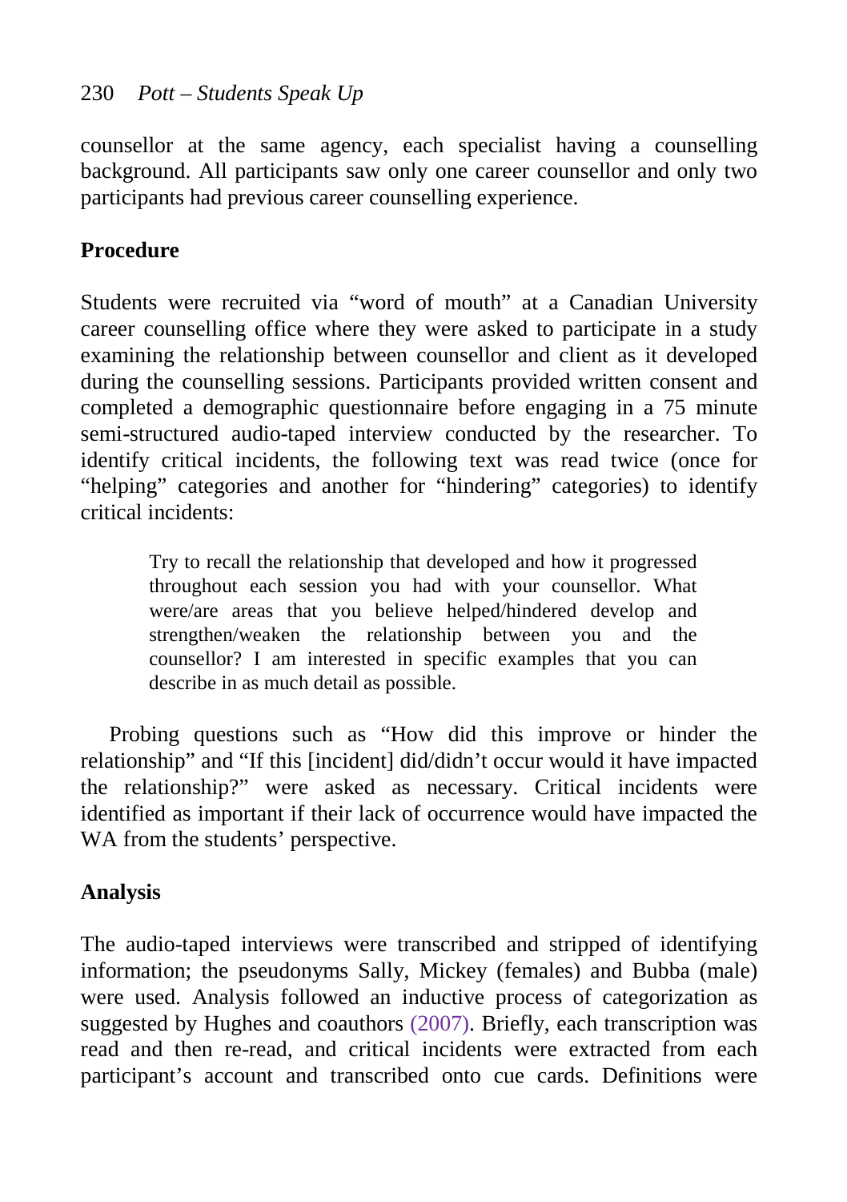counsellor at the same agency, each specialist having a counselling background. All participants saw only one career counsellor and only two participants had previous career counselling experience.

## Procedure

Students were recruited via "word of mouth" at a Canadian University career counselling office where they were asked to participate in a study examining the relationship between counsellor and client as it developed during the counselling sessions. Participants provided written consent and completed a demographic questionnaire before engaging in a 75 minute semi-structured audio-taped interview conducted by the researcher. To identify critical incidents, the following text was read twice (once for "helping" categories and another for "hindering" categories) to identify critical incidents:

> Try to recall the relationship that developed and how it progressed throughout each session you had with your counsellor. What were/are areas that you believe helped/hindered develop and strengthen/weaken the relationship between you and the counsellor? I am interested in specific examples that you can describe in as much detail as possible.

Probing questions such as "How did this improve or hinder the relationship" and "If this [incident] did/didn't occur would it have impacted the relationship?" were asked as necessary. Critical incidents were identified as important if their lack of occurrence would have impacted the WA from the students' perspective.

## Analysis

The audio-taped interviews were transcribed and stripped of identifying information; the pseudonyms Sally, Mickey (females) and Bubba (male) were used. Analysis followed an inductive process of categorization as suggested by Hughes and coauthors (2007). Briefly, each transcription was read and then re-read, and critical incidents were extracted from each participant's account and transcribed onto cue cards. Definitions were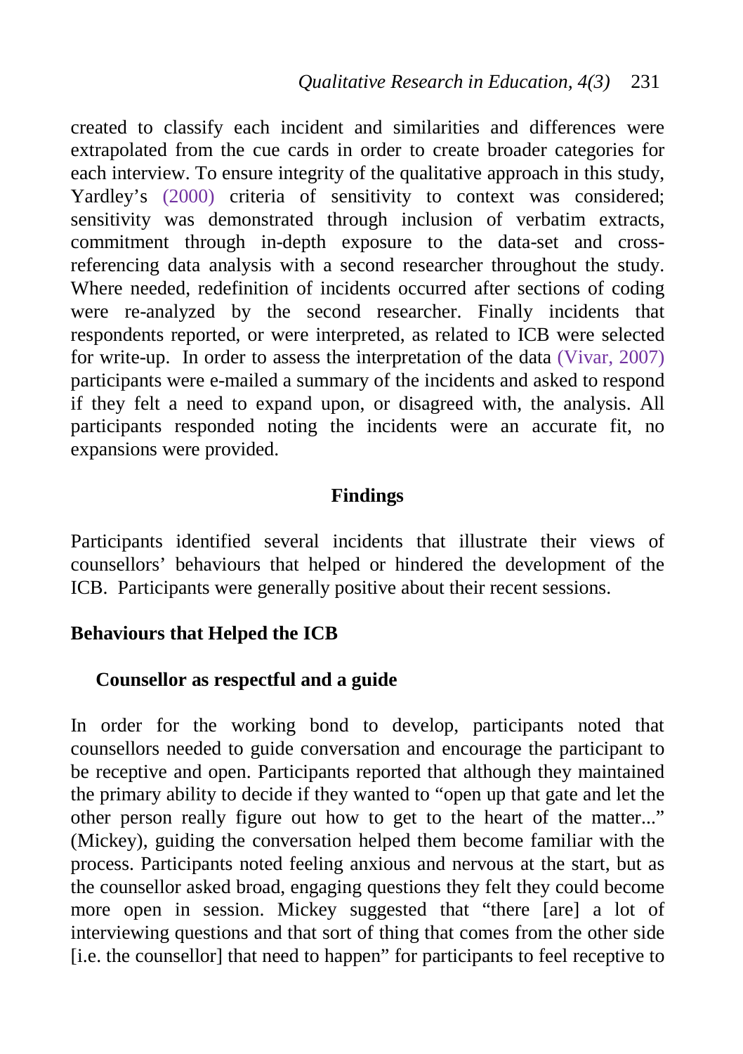created to classify each incident and similarities and differences were extrapolated from the cue cards in order to create broader categories for each interview. To ensure integrity of the qualitative approach in this study, Yardley's (2000) criteria of sensitivity to context was considered; sensitivity was demonstrated through inclusion of verbatim extracts, commitment through in-depth exposure to the data-set and cross-referencing data analysis with a second researcher throughout the study. Where needed, redefinition of incidents occurred after sections of coding were re-analyzed by the second researcher. Finally incidents that respondents reported, or were interpreted, as related to ICB were selected for write-up. In order to assess the interpretation of the data (Vivar, 2007) participants were e-mailed a summary of the incidents and asked to respond if they felt a need to expand upon, or disagreed with, the analysis. All participants responded noting the incidents were an accurate fit, no expansions were provided.

## Findings

Participants identified several incidents that illustrate their views of counsellors' behaviours that helped or hindered the development of the ICB. Participants were generally positive about their recent sessions.

### Behaviours that Helped the ICB

#### Counsellor as respectful and a guide

In order for the working bond to develop, participants noted that counsellors needed to guide conversation and encourage the participant to be receptive and open. Participants reported that although they maintained the primary ability to decide if they wanted to "open up that gate and let the other person really figure out how to get to the heart of the matter..." (Mickey), guiding the conversation helped them become familiar with the process. Participants noted feeling anxious and nervous at the start, but as the counsellor asked broad, engaging questions they felt they could become more open in session. Mickey suggested that "there [are] a lot of interviewing questions and that sort of thing that comes from the other side [i.e. the counsellor] that need to happen" for participants to feel receptive to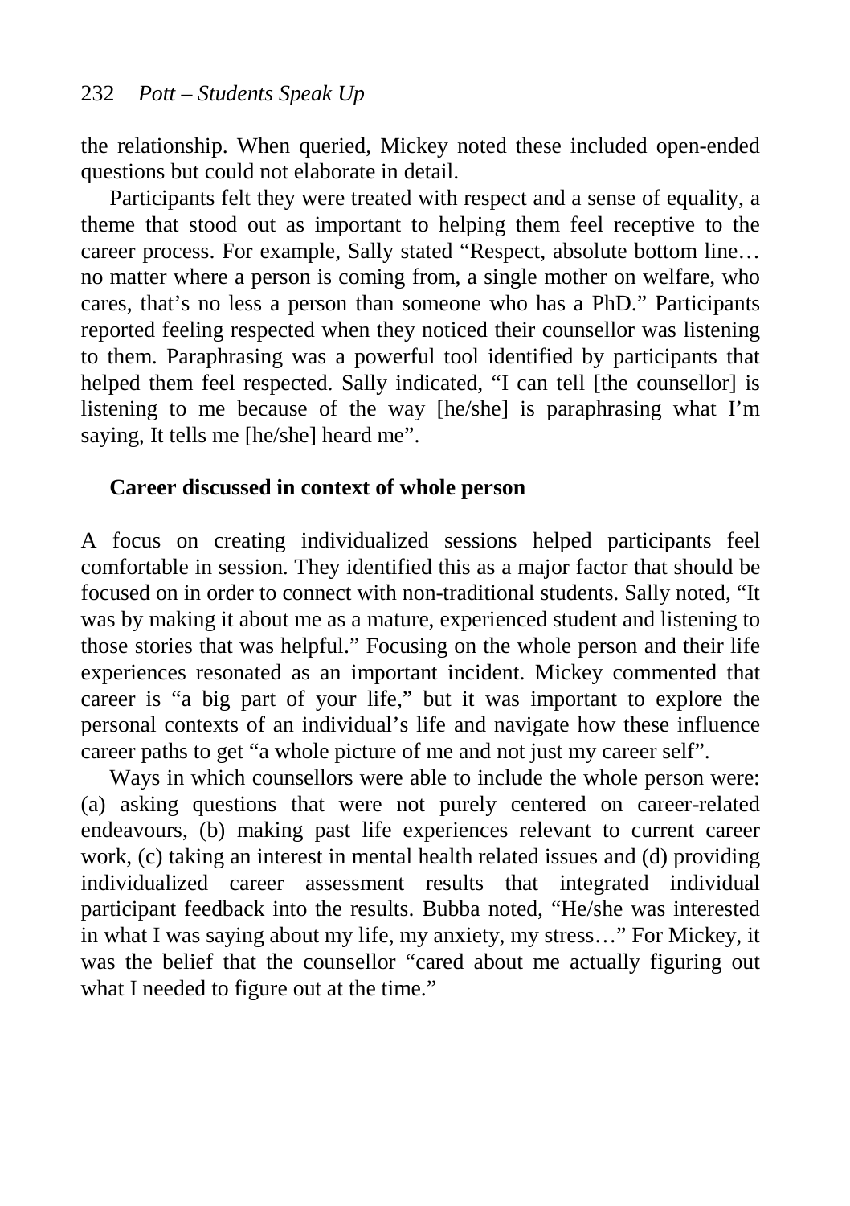the relationship. When queried, Mickey noted these included open-ended questions but could not elaborate in detail.

Participants felt they were treated with respect and a sense of equality, a theme that stood out as important to helping them feel receptive to the career process. For example, Sally stated "Respect, absolute bottom line… no matter where a person is coming from, a single mother on welfare, who cares, that's no less a person than someone who has a PhD." Participants reported feeling respected when they noticed their counsellor was listening to them. Paraphrasing was a powerful tool identified by participants that helped them feel respected. Sally indicated, "I can tell [the counsellor] is listening to me because of the way [he/she] is paraphrasing what I'm saying, It tells me [he/she] heard me".

### Career discussed in context of whole person

A focus on creating individualized sessions helped participants feel comfortable in session. They identified this as a major factor that should be focused on in order to connect with non-traditional students. Sally noted, "It was by making it about me as a mature, experienced student and listening to those stories that was helpful." Focusing on the whole person and their life experiences resonated as an important incident. Mickey commented that career is "a big part of your life," but it was important to explore the personal contexts of an individual's life and navigate how these influence career paths to get "a whole picture of me and not just my career self".

Ways in which counsellors were able to include the whole person were: (a) asking questions that were not purely centered on career-related endeavours, (b) making past life experiences relevant to current career work, (c) taking an interest in mental health related issues and (d) providing individualized career assessment results that integrated individual participant feedback into the results. Bubba noted, "He/she was interested in what I was saying about my life, my anxiety, my stress…" For Mickey, it was the belief that the counsellor "cared about me actually figuring out what I needed to figure out at the time."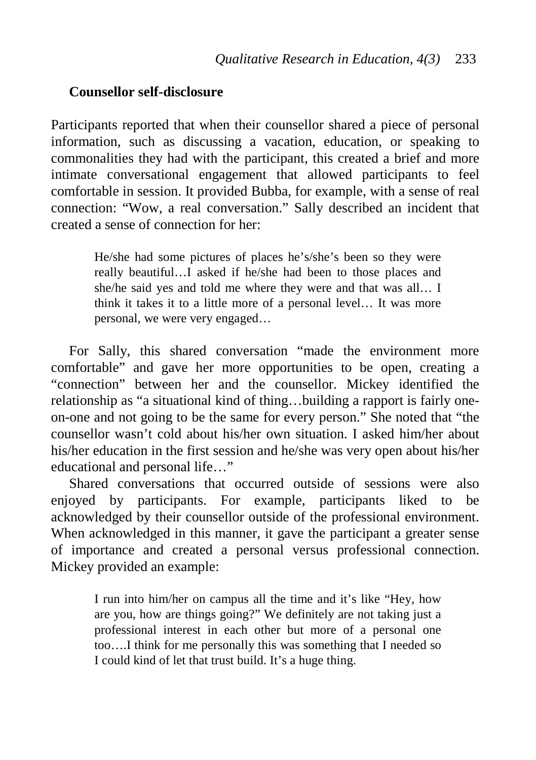## Counsellor self-disclosure

Participants reported that when their counsellor shared a piece of personal information, such as discussing a vacation, education, or speaking to commonalities they had with the participant, this created a brief and more intimate conversational engagement that allowed participants to feel comfortable in session. It provided Bubba, for example, with a sense of real connection: "Wow, a real conversation." Sally described an incident that created a sense of connection for her:

> He/she had some pictures of places he's/she's been so they were really beautiful…I asked if he/she had been to those places and she/he said yes and told me where they were and that was all… I think it takes it to a little more of a personal level… It was more personal, we were very engaged…

For Sally, this shared conversation "made the environment more comfortable" and gave her more opportunities to be open, creating a "connection" between her and the counsellor. Mickey identified the relationship as "a situational kind of thing…building a rapport is fairly one-on-one and not going to be the same for every person." She noted that "the counsellor wasn't cold about his/her own situation. I asked him/her about his/her education in the first session and he/she was very open about his/her educational and personal life…"

Shared conversations that occurred outside of sessions were also enjoyed by participants. For example, participants liked to be acknowledged by their counsellor outside of the professional environment. When acknowledged in this manner, it gave the participant a greater sense of importance and created a personal versus professional connection. Mickey provided an example:

> I run into him/her on campus all the time and it's like "Hey, how are you, how are things going?" We definitely are not taking just a professional interest in each other but more of a personal one too….I think for me personally this was something that I needed so I could kind of let that trust build. It's a huge thing.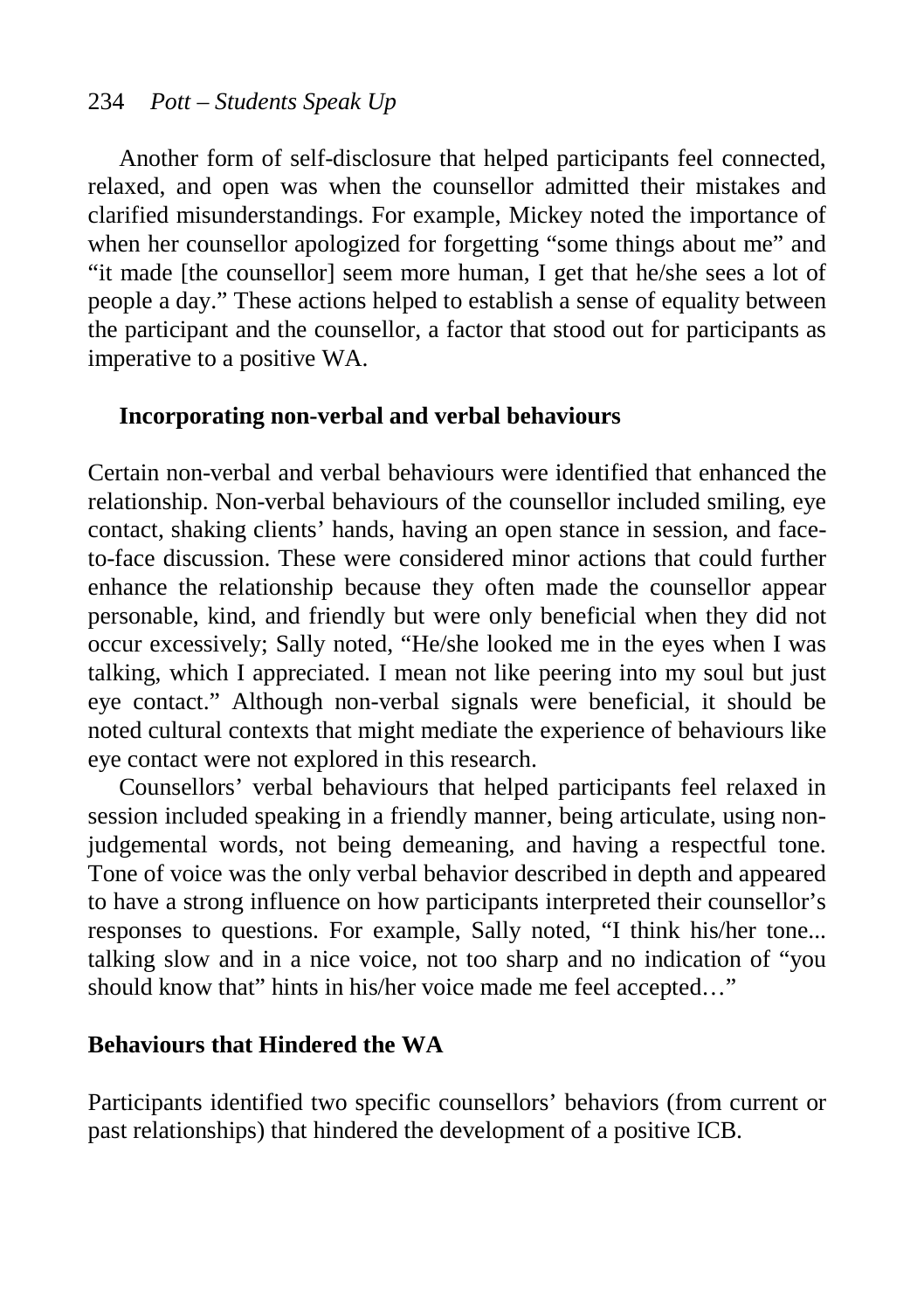Another form of self-disclosure that helped participants feel connected, relaxed, and open was when the counsellor admitted their mistakes and clarified misunderstandings. For example, Mickey noted the importance of when her counsellor apologized for forgetting "some things about me" and "it made [the counsellor] seem more human, I get that he/she sees a lot of people a day." These actions helped to establish a sense of equality between the participant and the counsellor, a factor that stood out for participants as imperative to a positive WA.

### Incorporating non-verbal and verbal behaviours

Certain non-verbal and verbal behaviours were identified that enhanced the relationship. Non-verbal behaviours of the counsellor included smiling, eye contact, shaking clients' hands, having an open stance in session, and face-to-face discussion. These were considered minor actions that could further enhance the relationship because they often made the counsellor appear personable, kind, and friendly but were only beneficial when they did not occur excessively; Sally noted, "He/she looked me in the eyes when I was talking, which I appreciated. I mean not like peering into my soul but just eye contact." Although non-verbal signals were beneficial, it should be noted cultural contexts that might mediate the experience of behaviours like eye contact were not explored in this research.

Counsellors' verbal behaviours that helped participants feel relaxed in session included speaking in a friendly manner, being articulate, using non-judgemental words, not being demeaning, and having a respectful tone. Tone of voice was the only verbal behavior described in depth and appeared to have a strong influence on how participants interpreted their counsellor's responses to questions. For example, Sally noted, "I think his/her tone... talking slow and in a nice voice, not too sharp and no indication of "you should know that" hints in his/her voice made me feel accepted…"

## Behaviours that Hindered the WA

Participants identified two specific counsellors' behaviors (from current or past relationships) that hindered the development of a positive ICB.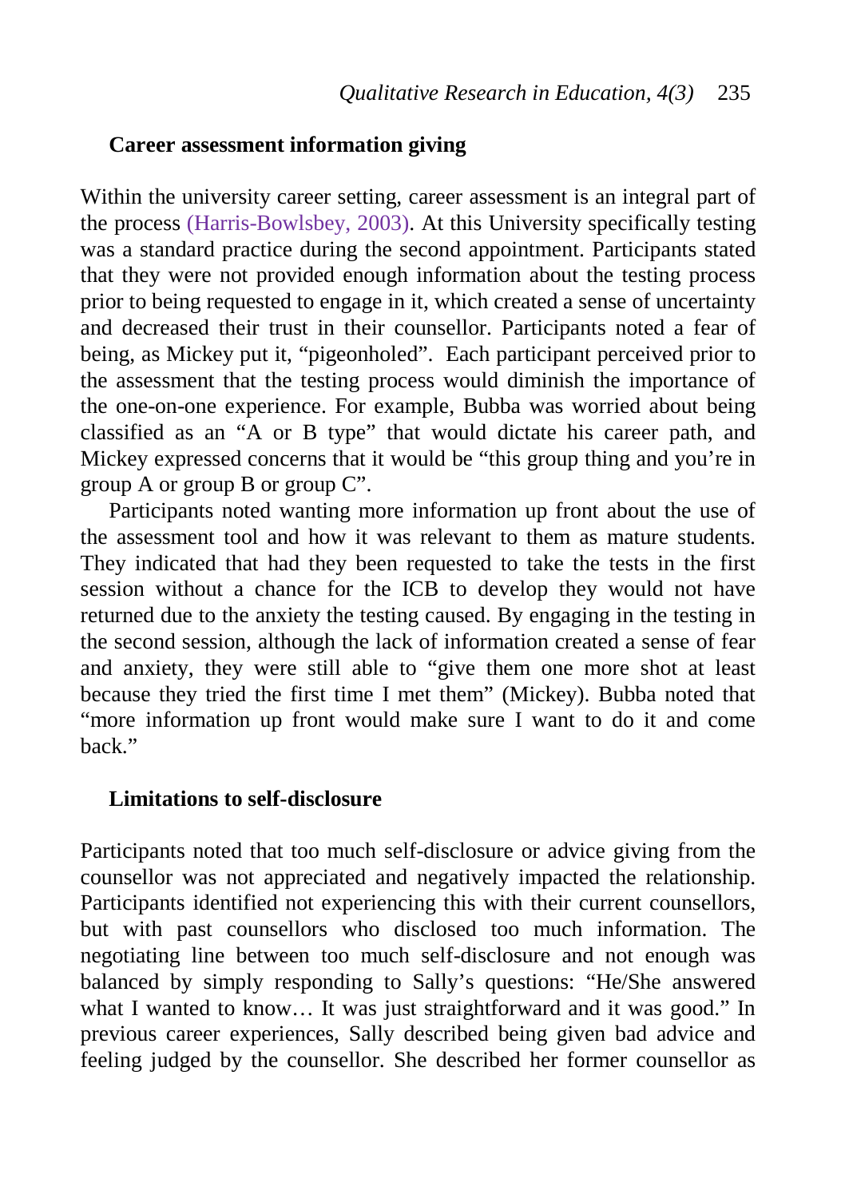### Career assessment information giving

Within the university career setting, career assessment is an integral part of the process (Harris-Bowlsbey, 2003). At this University specifically testing was a standard practice during the second appointment. Participants stated that they were not provided enough information about the testing process prior to being requested to engage in it, which created a sense of uncertainty and decreased their trust in their counsellor. Participants noted a fear of being, as Mickey put it, "pigeonholed". Each participant perceived prior to the assessment that the testing process would diminish the importance of the one-on-one experience. For example, Bubba was worried about being classified as an "A or B type" that would dictate his career path, and Mickey expressed concerns that it would be "this group thing and you're in group A or group B or group C".

Participants noted wanting more information up front about the use of the assessment tool and how it was relevant to them as mature students. They indicated that had they been requested to take the tests in the first session without a chance for the ICB to develop they would not have returned due to the anxiety the testing caused. By engaging in the testing in the second session, although the lack of information created a sense of fear and anxiety, they were still able to "give them one more shot at least because they tried the first time I met them" (Mickey). Bubba noted that "more information up front would make sure I want to do it and come back."

### Limitations to self-disclosure

Participants noted that too much self-disclosure or advice giving from the counsellor was not appreciated and negatively impacted the relationship. Participants identified not experiencing this with their current counsellors, but with past counsellors who disclosed too much information. The negotiating line between too much self-disclosure and not enough was balanced by simply responding to Sally's questions: "He/She answered what I wanted to know… It was just straightforward and it was good." In previous career experiences, Sally described being given bad advice and feeling judged by the counsellor. She described her former counsellor as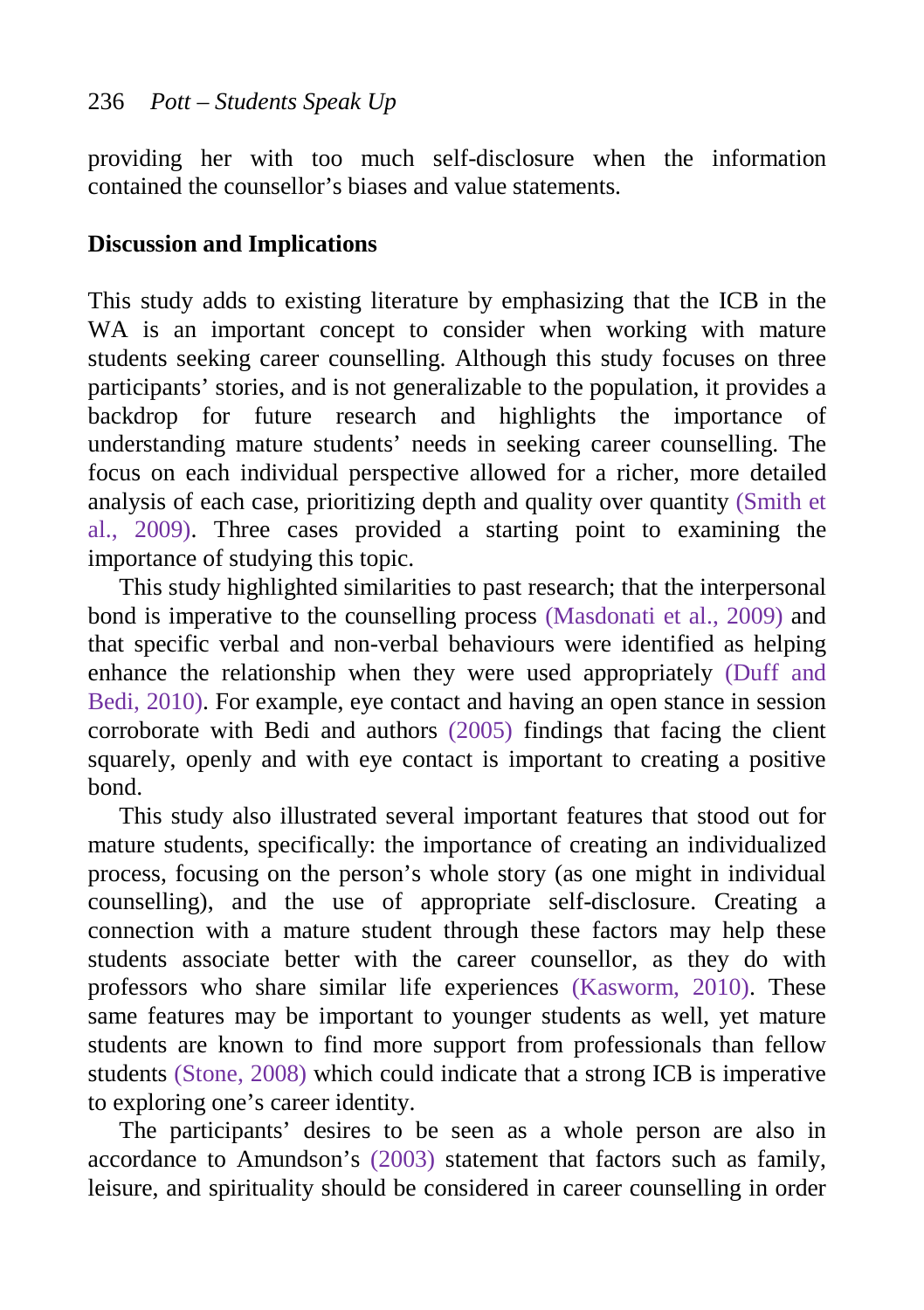providing her with too much self-disclosure when the information contained the counsellor's biases and value statements.

## Discussion and Implications

This study adds to existing literature by emphasizing that the ICB in the WA is an important concept to consider when working with mature students seeking career counselling. Although this study focuses on three participants' stories, and is not generalizable to the population, it provides a backdrop for future research and highlights the importance of understanding mature students' needs in seeking career counselling. The focus on each individual perspective allowed for a richer, more detailed analysis of each case, prioritizing depth and quality over quantity (Smith et al., 2009). Three cases provided a starting point to examining the importance of studying this topic.

This study highlighted similarities to past research; that the interpersonal bond is imperative to the counselling process (Masdonati et al., 2009) and that specific verbal and non-verbal behaviours were identified as helping enhance the relationship when they were used appropriately (Duff and Bedi, 2010). For example, eye contact and having an open stance in session corroborate with Bedi and authors (2005) findings that facing the client squarely, openly and with eye contact is important to creating a positive bond.

This study also illustrated several important features that stood out for mature students, specifically: the importance of creating an individualized process, focusing on the person's whole story (as one might in individual counselling), and the use of appropriate self-disclosure. Creating a connection with a mature student through these factors may help these students associate better with the career counsellor, as they do with professors who share similar life experiences (Kasworm, 2010). These same features may be important to younger students as well, yet mature students are known to find more support from professionals than fellow students (Stone, 2008) which could indicate that a strong ICB is imperative to exploring one's career identity.

The participants' desires to be seen as a whole person are also in accordance to Amundson's (2003) statement that factors such as family, leisure, and spirituality should be considered in career counselling in order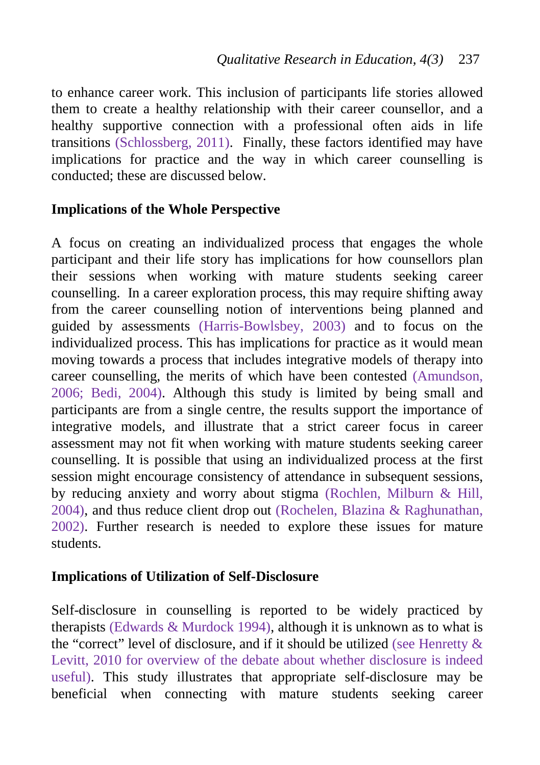to enhance career work. This inclusion of participants life stories allowed them to create a healthy relationship with their career counsellor, and a healthy supportive connection with a professional often aids in life transitions (Schlossberg, 2011). Finally, these factors identified may have implications for practice and the way in which career counselling is conducted; these are discussed below.

**Implications of the Whole Perspective**

A focus on creating an individualized process that engages the whole participant and their life story has implications for how counsellors plan their sessions when working with mature students seeking career counselling. In a career exploration process, this may require shifting away from the career counselling notion of interventions being planned and guided by assessments (Harris-Bowlsbey, 2003) and to focus on the individualized process. This has implications for practice as it would mean moving towards a process that includes integrative models of therapy into career counselling, the merits of which have been contested (Amundson, 2006; Bedi, 2004). Although this study is limited by being small and participants are from a single centre, the results support the importance of integrative models, and illustrate that a strict career focus in career assessment may not fit when working with mature students seeking career counselling. It is possible that using an individualized process at the first session might encourage consistency of attendance in subsequent sessions, by reducing anxiety and worry about stigma (Rochlen, Milburn & Hill, 2004), and thus reduce client drop out (Rochelen, Blazina & Raghunathan, 2002). Further research is needed to explore these issues for mature students.

**Implications of Utilization of Self-Disclosure**

Self-disclosure in counselling is reported to be widely practiced by therapists (Edwards & Murdock 1994), although it is unknown as to what is the "correct" level of disclosure, and if it should be utilized (see Henretty & Levitt, 2010 for overview of the debate about whether disclosure is indeed useful). This study illustrates that appropriate self-disclosure may be beneficial when connecting with mature students seeking career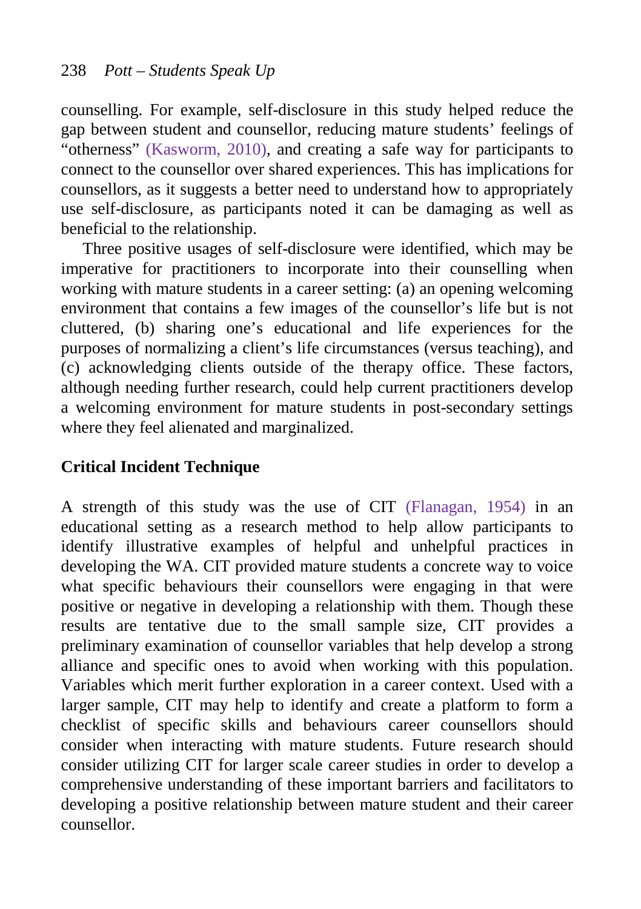counselling. For example, self-disclosure in this study helped reduce the gap between student and counsellor, reducing mature students' feelings of "otherness" (Kasworm, 2010), and creating a safe way for participants to connect to the counsellor over shared experiences. This has implications for counsellors, as it suggests a better need to understand how to appropriately use self-disclosure, as participants noted it can be damaging as well as beneficial to the relationship.

Three positive usages of self-disclosure were identified, which may be imperative for practitioners to incorporate into their counselling when working with mature students in a career setting: (a) an opening welcoming environment that contains a few images of the counsellor's life but is not cluttered, (b) sharing one's educational and life experiences for the purposes of normalizing a client's life circumstances (versus teaching), and (c) acknowledging clients outside of the therapy office. These factors, although needing further research, could help current practitioners develop a welcoming environment for mature students in post-secondary settings where they feel alienated and marginalized.

## Critical Incident Technique

A strength of this study was the use of CIT (Flanagan, 1954) in an educational setting as a research method to help allow participants to identify illustrative examples of helpful and unhelpful practices in developing the WA. CIT provided mature students a concrete way to voice what specific behaviours their counsellors were engaging in that were positive or negative in developing a relationship with them. Though these results are tentative due to the small sample size, CIT provides a preliminary examination of counsellor variables that help develop a strong alliance and specific ones to avoid when working with this population. Variables which merit further exploration in a career context. Used with a larger sample, CIT may help to identify and create a platform to form a checklist of specific skills and behaviours career counsellors should consider when interacting with mature students. Future research should consider utilizing CIT for larger scale career studies in order to develop a comprehensive understanding of these important barriers and facilitators to developing a positive relationship between mature student and their career counsellor.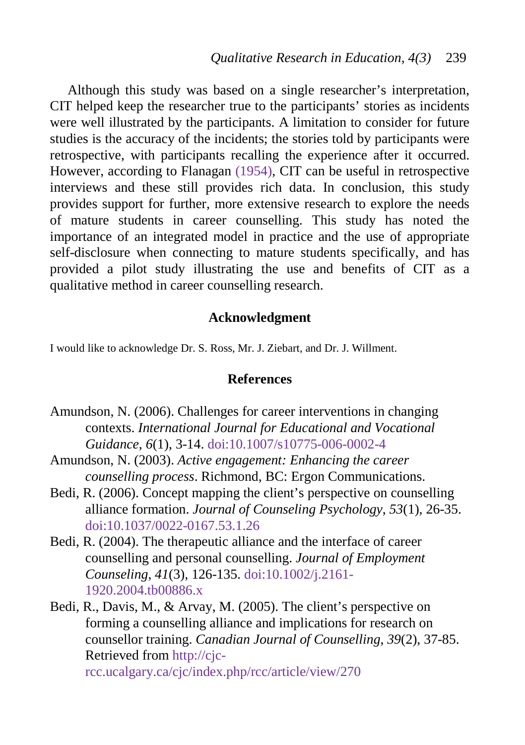Although this study was based on a single researcher's interpretation, CIT helped keep the researcher true to the participants' stories as incidents were well illustrated by the participants. A limitation to consider for future studies is the accuracy of the incidents; the stories told by participants were retrospective, with participants recalling the experience after it occurred. However, according to Flanagan (1954), CIT can be useful in retrospective interviews and these still provides rich data. In conclusion, this study provides support for further, more extensive research to explore the needs of mature students in career counselling. This study has noted the importance of an integrated model in practice and the use of appropriate self-disclosure when connecting to mature students specifically, and has provided a pilot study illustrating the use and benefits of CIT as a qualitative method in career counselling research.

## Acknowledgment

I would like to acknowledge Dr. S. Ross, Mr. J. Ziebart, and Dr. J. Willment.

## References

Amundson, N. (2006). Challenges for career interventions in changing contexts. *International Journal for Educational and Vocational Guidance*, *6*(1), 3-14. doi:10.1007/s10775-006-0002-4

Amundson, N. (2003). *Active engagement: Enhancing the career counselling process*. Richmond, BC: Ergon Communications.

Bedi, R. (2006). Concept mapping the client's perspective on counselling alliance formation. *Journal of Counseling Psychology*, *53*(1), 26-35. doi:10.1037/0022-0167.53.1.26

Bedi, R. (2004). The therapeutic alliance and the interface of career counselling and personal counselling. *Journal of Employment Counseling*, *41*(3), 126-135. doi:10.1002/j.2161-1920.2004.tb00886.x

Bedi, R., Davis, M., & Arvay, M. (2005). The client's perspective on forming a counselling alliance and implications for research on counsellor training. *Canadian Journal of Counselling*, *39*(2), 37-85. Retrieved from http://cjc-rcc.ucalgary.ca/cjc/index.php/rcc/article/view/270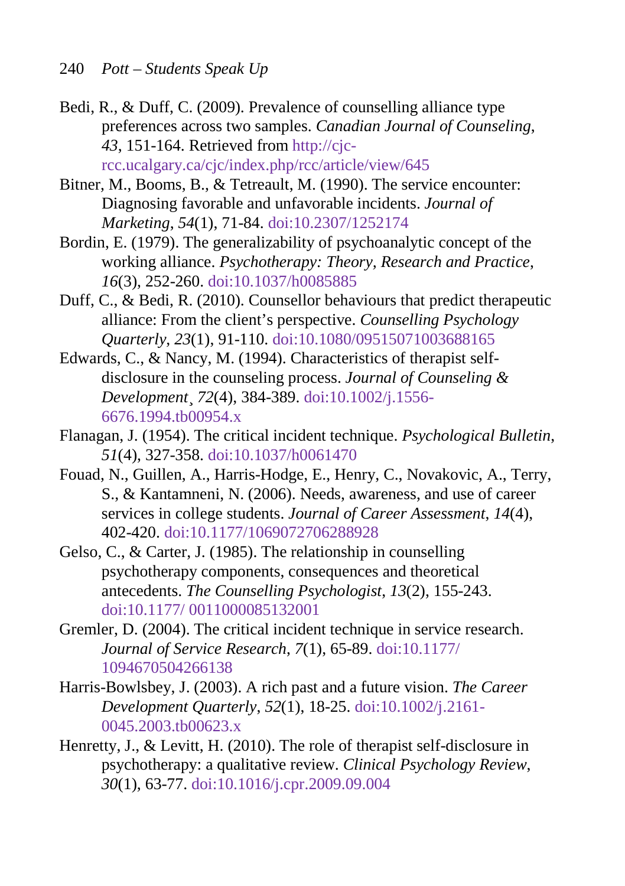Bedi, R., & Duff, C. (2009). Prevalence of counselling alliance type preferences across two samples. *Canadian Journal of Counseling*, *43*, 151-164. Retrieved from http://cjc-rcc.ucalgary.ca/cjc/index.php/rcc/article/view/645

Bitner, M., Booms, B., & Tetreault, M. (1990). The service encounter: Diagnosing favorable and unfavorable incidents. *Journal of Marketing*, *54*(1), 71-84. doi:10.2307/1252174

Bordin, E. (1979). The generalizability of psychoanalytic concept of the working alliance. *Psychotherapy: Theory, Research and Practice*, *16*(3), 252-260. doi:10.1037/h0085885

Duff, C., & Bedi, R. (2010). Counsellor behaviours that predict therapeutic alliance: From the client's perspective. *Counselling Psychology Quarterly*, *23*(1), 91-110. doi:10.1080/09515071003688165

Edwards, C., & Nancy, M. (1994). Characteristics of therapist self-disclosure in the counseling process. *Journal of Counseling & Development*¸ *72*(4), 384-389. doi:10.1002/j.1556-6676.1994.tb00954.x

Flanagan, J. (1954). The critical incident technique. *Psychological Bulletin*, *51*(4), 327-358. doi:10.1037/h0061470

Fouad, N., Guillen, A., Harris-Hodge, E., Henry, C., Novakovic, A., Terry, S., & Kantamneni, N. (2006). Needs, awareness, and use of career services in college students. *Journal of Career Assessment*, *14*(4), 402-420. doi:10.1177/1069072706288928

Gelso, C., & Carter, J. (1985). The relationship in counselling psychotherapy components, consequences and theoretical antecedents. *The Counselling Psychologist*, *13*(2), 155-243. doi:10.1177/ 0011000085132001

Gremler, D. (2004). The critical incident technique in service research. *Journal of Service Research*, *7*(1), 65-89. doi:10.1177/ 1094670504266138

Harris-Bowlsbey, J. (2003). A rich past and a future vision. *The Career Development Quarterly*, *52*(1), 18-25. doi:10.1002/j.2161-0045.2003.tb00623.x

Henretty, J., & Levitt, H. (2010). The role of therapist self-disclosure in psychotherapy: a qualitative review. *Clinical Psychology Review*, *30*(1), 63-77. doi:10.1016/j.cpr.2009.09.004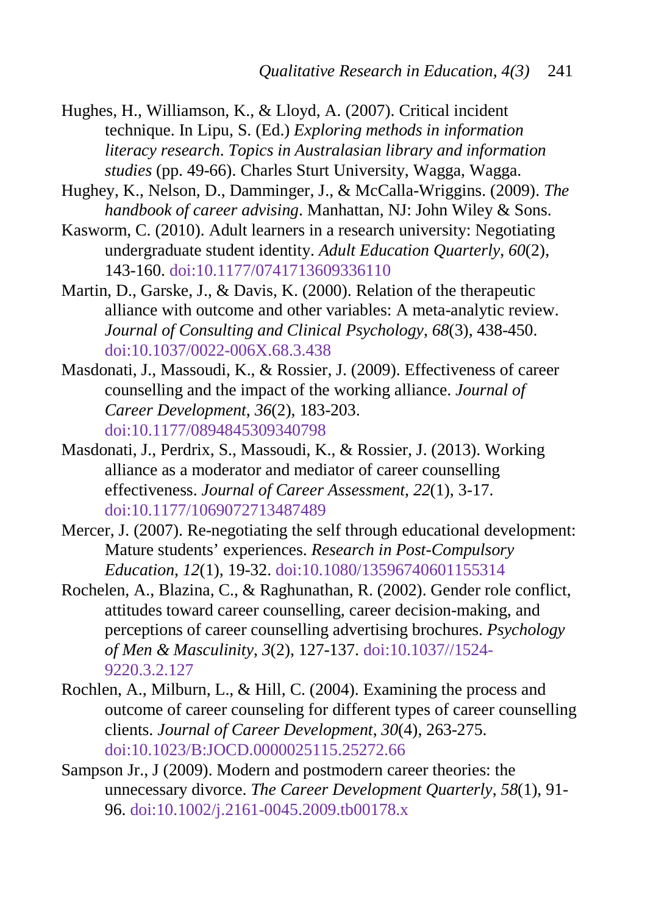Hughes, H., Williamson, K., & Lloyd, A. (2007). Critical incident technique. In Lipu, S. (Ed.) *Exploring methods in information literacy research. Topics in Australasian library and information studies* (pp. 49-66). Charles Sturt University, Wagga, Wagga.

Hughey, K., Nelson, D., Damminger, J., & McCalla-Wriggins. (2009). *The handbook of career advising*. Manhattan, NJ: John Wiley & Sons.

Kasworm, C. (2010). Adult learners in a research university: Negotiating undergraduate student identity. *Adult Education Quarterly*, *60*(2), 143-160. doi:10.1177/0741713609336110

Martin, D., Garske, J., & Davis, K. (2000). Relation of the therapeutic alliance with outcome and other variables: A meta-analytic review. *Journal of Consulting and Clinical Psychology*, *68*(3), 438-450. doi:10.1037/0022-006X.68.3.438

Masdonati, J., Massoudi, K., & Rossier, J. (2009). Effectiveness of career counselling and the impact of the working alliance. *Journal of Career Development*, *36*(2), 183-203. doi:10.1177/0894845309340798

Masdonati, J., Perdrix, S., Massoudi, K., & Rossier, J. (2013). Working alliance as a moderator and mediator of career counselling effectiveness. *Journal of Career Assessment*, *22*(1), 3-17. doi:10.1177/1069072713487489

Mercer, J. (2007). Re-negotiating the self through educational development: Mature students' experiences. *Research in Post-Compulsory Education*, *12*(1), 19-32. doi:10.1080/13596740601155314

Rochelen, A., Blazina, C., & Raghunathan, R. (2002). Gender role conflict, attitudes toward career counselling, career decision-making, and perceptions of career counselling advertising brochures. *Psychology of Men & Masculinity*, *3*(2), 127-137. doi:10.1037//1524-9220.3.2.127

Rochlen, A., Milburn, L., & Hill, C. (2004). Examining the process and outcome of career counseling for different types of career counselling clients. *Journal of Career Development*, *30*(4), 263-275. doi:10.1023/B:JOCD.0000025115.25272.66

Sampson Jr., J (2009). Modern and postmodern career theories: the unnecessary divorce. *The Career Development Quarterly*, *58*(1), 91-96. doi:10.1002/j.2161-0045.2009.tb00178.x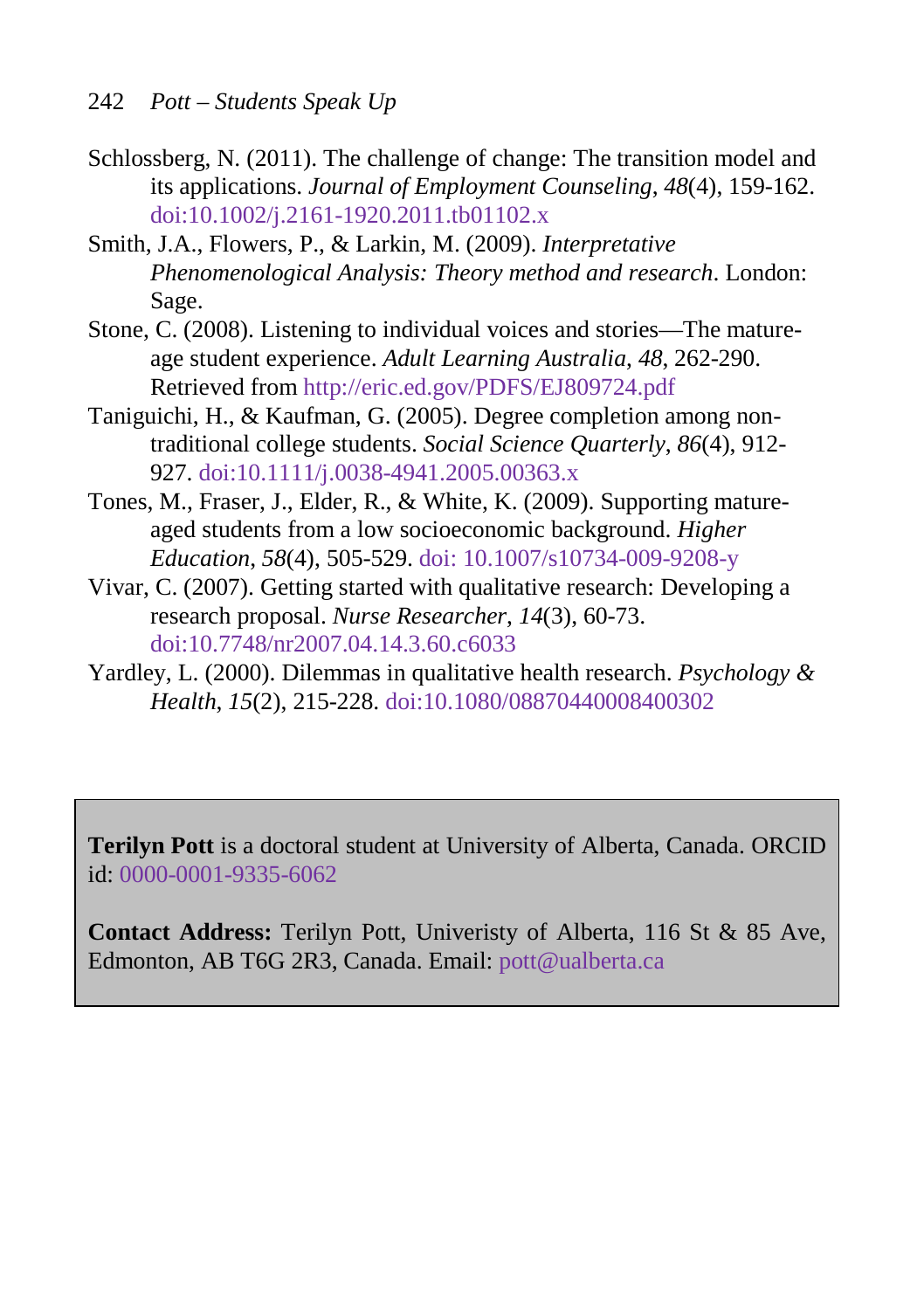Schlossberg, N. (2011). The challenge of change: The transition model and its applications. *Journal of Employment Counseling*, *48*(4), 159-162. doi:10.1002/j.2161-1920.2011.tb01102.x

Smith, J.A., Flowers, P., & Larkin, M. (2009). *Interpretative Phenomenological Analysis: Theory method and research*. London: Sage.

Stone, C. (2008). Listening to individual voices and stories—The mature-age student experience. *Adult Learning Australia*, *48*, 262-290. Retrieved from http://eric.ed.gov/PDFS/EJ809724.pdf

Taniguichi, H., & Kaufman, G. (2005). Degree completion among non-traditional college students. *Social Science Quarterly*, *86*(4), 912-927. doi:10.1111/j.0038-4941.2005.00363.x

Tones, M., Fraser, J., Elder, R., & White, K. (2009). Supporting mature-aged students from a low socioeconomic background. *Higher Education*, *58*(4), 505-529. doi: 10.1007/s10734-009-9208-y

Vivar, C. (2007). Getting started with qualitative research: Developing a research proposal. *Nurse Researcher*, *14*(3), 60-73. doi:10.7748/nr2007.04.14.3.60.c6033

Yardley, L. (2000). Dilemmas in qualitative health research. *Psychology & Health*, *15*(2), 215-228. doi:10.1080/08870440008400302

**Terilyn Pott** is a doctoral student at University of Alberta, Canada. ORCID id: 0000-0001-9335-6062

**Contact Address:** Terilyn Pott, Univeristy of Alberta, 116 St & 85 Ave, Edmonton, AB T6G 2R3, Canada. Email: pott@ualberta.ca